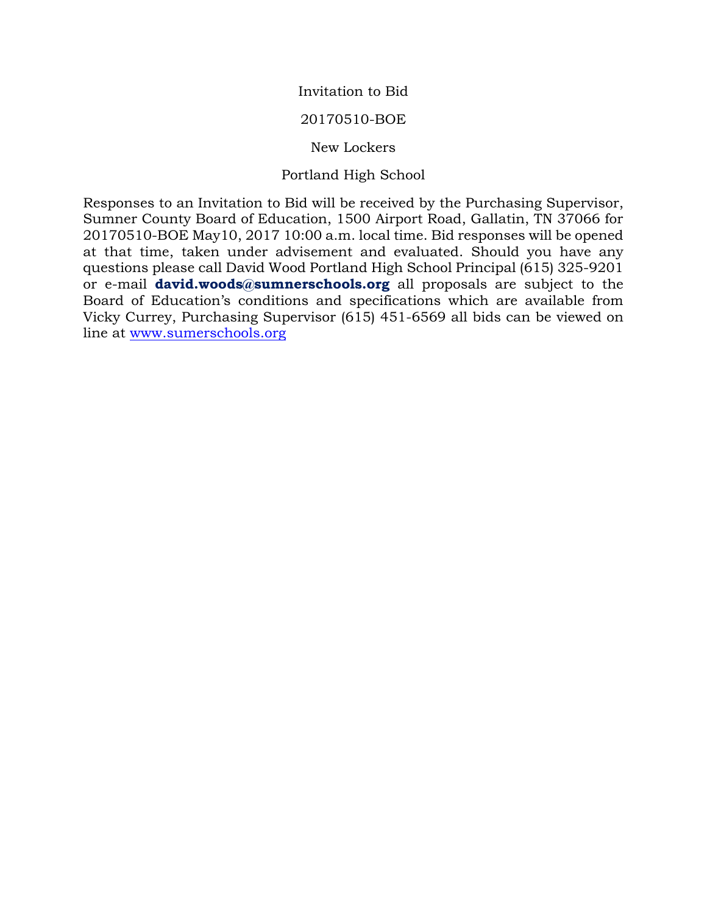Invitation to Bid

20170510-BOE

New Lockers

Portland High School

Responses to an Invitation to Bid will be received by the Purchasing Supervisor, Sumner County Board of Education, 1500 Airport Road, Gallatin, TN 37066 for 20170510-BOE May10, 2017 10:00 a.m. local time. Bid responses will be opened at that time, taken under advisement and evaluated. Should you have any questions please call David Wood Portland High School Principal (615) 325-9201 or e-mail **david.woods@sumnerschools.org** all proposals are subject to the Board of Education's conditions and specifications which are available from Vicky Currey, Purchasing Supervisor (615) 451-6569 all bids can be viewed on line at [www.sumerschools.org](www.sumerschools.org)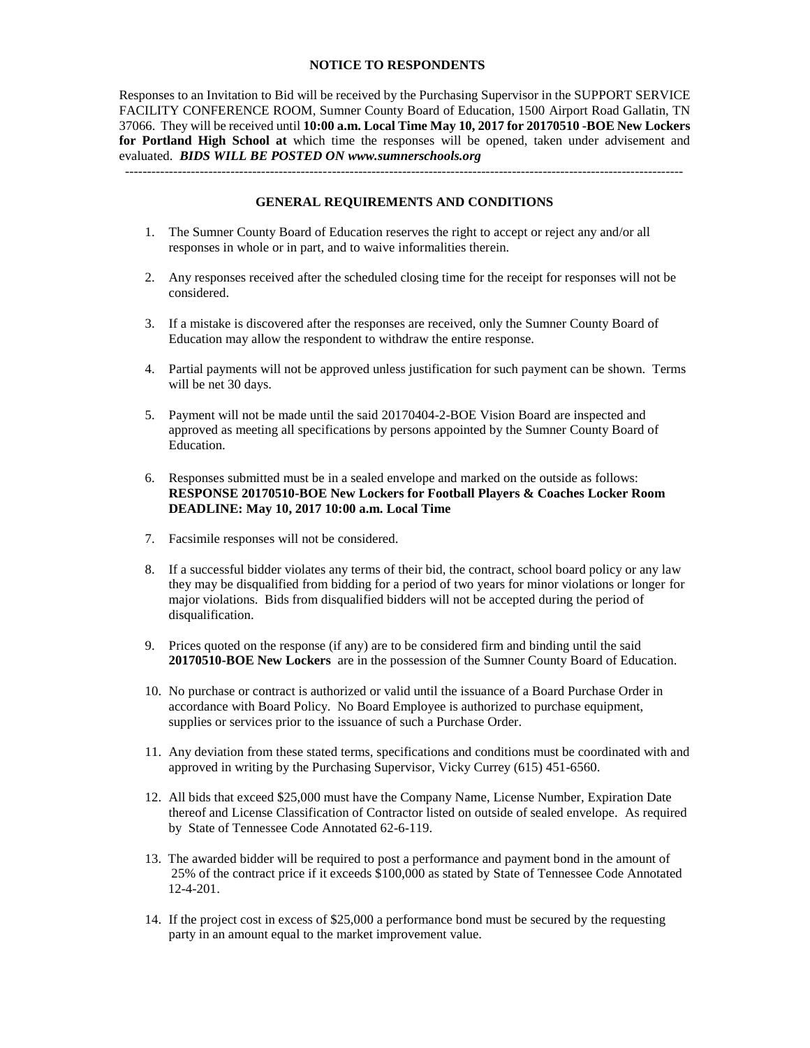**NOTICE TO RESPONDENTS**

Responses to an Invitation to Bid will be received by the Purchasing Supervisor in the SUPPORT SERVICE FACILITY CONFERENCE ROOM, Sumner County Board of Education, 1500 Airport Road Gallatin, TN 37066. They will be received until **10:00 a.m. Local Time May 10, 2017 for 20170510 -BOE New Lockers for Portland High School at** which time the responses will be opened, taken under advisement and evaluated. ***BIDS WILL BE POSTED ON www.sumnerschools.org***

---

**GENERAL REQUIREMENTS AND CONDITIONS**

1. The Sumner County Board of Education reserves the right to accept or reject any and/or all responses in whole or in part, and to waive informalities therein.

2. Any responses received after the scheduled closing time for the receipt for responses will not be considered.

3. If a mistake is discovered after the responses are received, only the Sumner County Board of Education may allow the respondent to withdraw the entire response.

4. Partial payments will not be approved unless justification for such payment can be shown. Terms will be net 30 days.

5. Payment will not be made until the said 20170404-2-BOE Vision Board are inspected and approved as meeting all specifications by persons appointed by the Sumner County Board of Education.

6. Responses submitted must be in a sealed envelope and marked on the outside as follows: **RESPONSE 20170510-BOE New Lockers for Football Players & Coaches Locker Room DEADLINE: May 10, 2017 10:00 a.m. Local Time**

7. Facsimile responses will not be considered.

8. If a successful bidder violates any terms of their bid, the contract, school board policy or any law they may be disqualified from bidding for a period of two years for minor violations or longer for major violations. Bids from disqualified bidders will not be accepted during the period of disqualification.

9. Prices quoted on the response (if any) are to be considered firm and binding until the said **20170510-BOE New Lockers** are in the possession of the Sumner County Board of Education.

10. No purchase or contract is authorized or valid until the issuance of a Board Purchase Order in accordance with Board Policy. No Board Employee is authorized to purchase equipment, supplies or services prior to the issuance of such a Purchase Order.

11. Any deviation from these stated terms, specifications and conditions must be coordinated with and approved in writing by the Purchasing Supervisor, Vicky Currey (615) 451-6560.

12. All bids that exceed $25,000 must have the Company Name, License Number, Expiration Date thereof and License Classification of Contractor listed on outside of sealed envelope. As required by State of Tennessee Code Annotated 62-6-119.

13. The awarded bidder will be required to post a performance and payment bond in the amount of 25% of the contract price if it exceeds $100,000 as stated by State of Tennessee Code Annotated 12-4-201.

14. If the project cost in excess of $25,000 a performance bond must be secured by the requesting party in an amount equal to the market improvement value.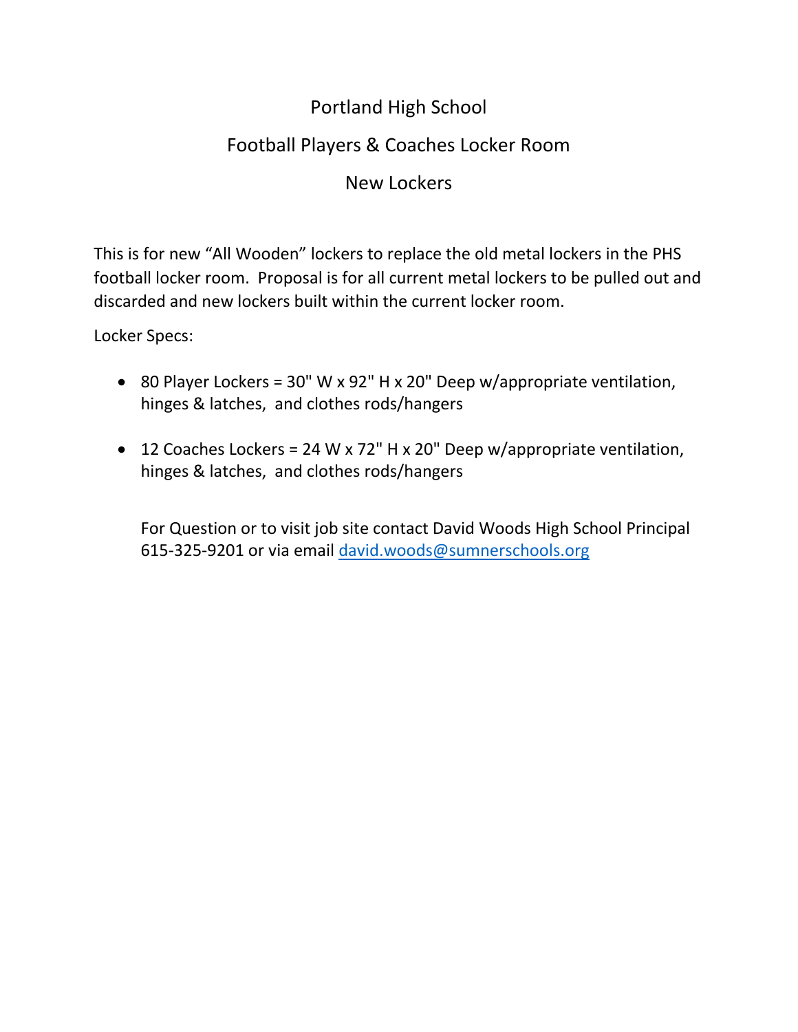# Portland High School

## Football Players & Coaches Locker Room

## New Lockers

This is for new "All Wooden" lockers to replace the old metal lockers in the PHS football locker room. Proposal is for all current metal lockers to be pulled out and discarded and new lockers built within the current locker room.

Locker Specs:

- 80 Player Lockers = 30" W x 92" H x 20" Deep w/appropriate ventilation, hinges & latches, and clothes rods/hangers
- 12 Coaches Lockers = 24 W x 72" H x 20" Deep w/appropriate ventilation, hinges & latches, and clothes rods/hangers

For Question or to visit job site contact David Woods High School Principal 615-325-9201 or via email david.woods@sumnerschools.org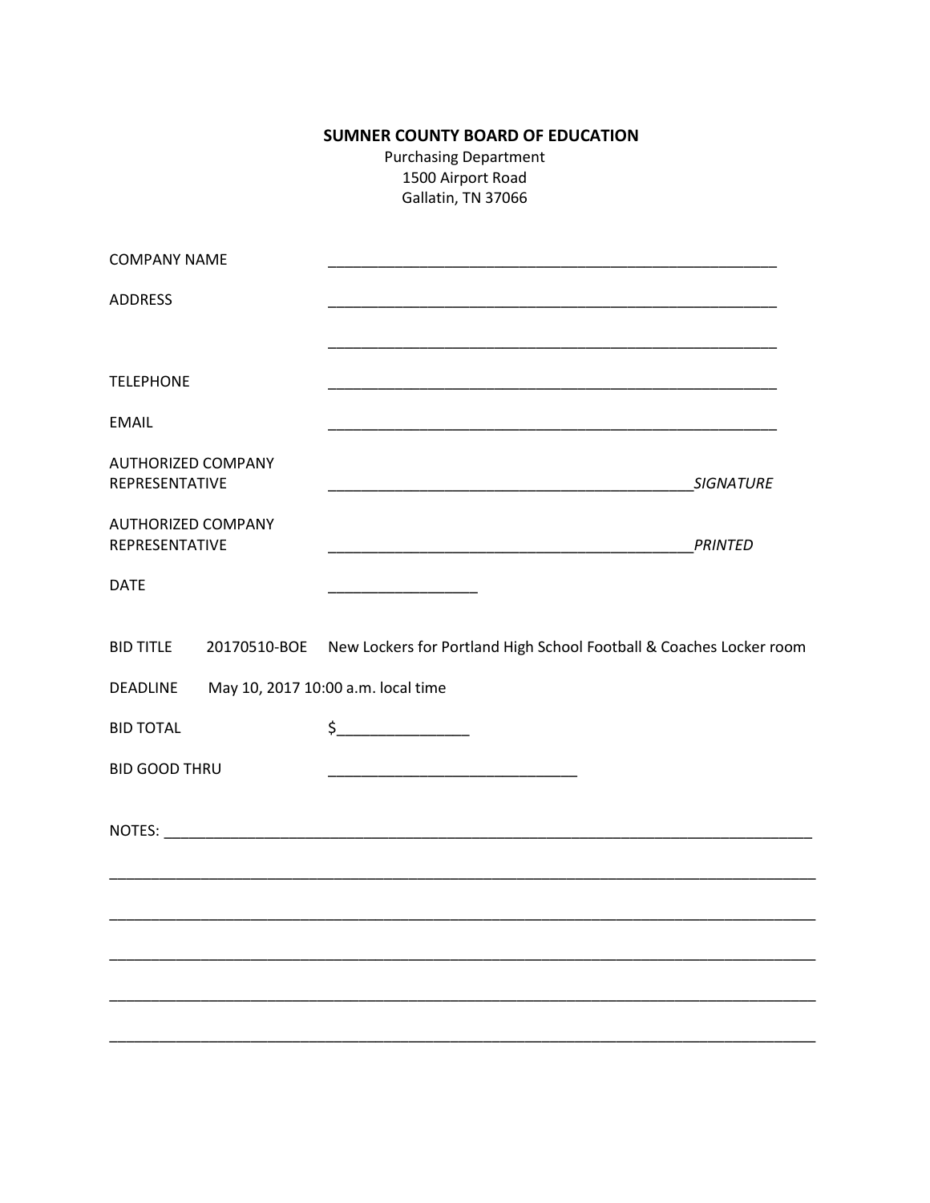**SUMNER COUNTY BOARD OF EDUCATION**

Purchasing Department
1500 Airport Road
Gallatin, TN 37066

COMPANY NAME _______________________________________________________

ADDRESS _______________________________________________________

_______________________________________________________

TELEPHONE _______________________________________________________

EMAIL _______________________________________________________

AUTHORIZED COMPANY REPRESENTATIVE ____________________________________________*SIGNATURE*

AUTHORIZED COMPANY REPRESENTATIVE ____________________________________________*PRINTED*

DATE _________________

BID TITLE 20170510-BOE New Lockers for Portland High School Football & Coaches Locker room

DEADLINE May 10, 2017 10:00 a.m. local time

BID TOTAL $_______________

BID GOOD THRU ______________________________

NOTES: ____________________________________________________________________________

____________________________________________________________________________________

____________________________________________________________________________________

____________________________________________________________________________________

____________________________________________________________________________________

____________________________________________________________________________________